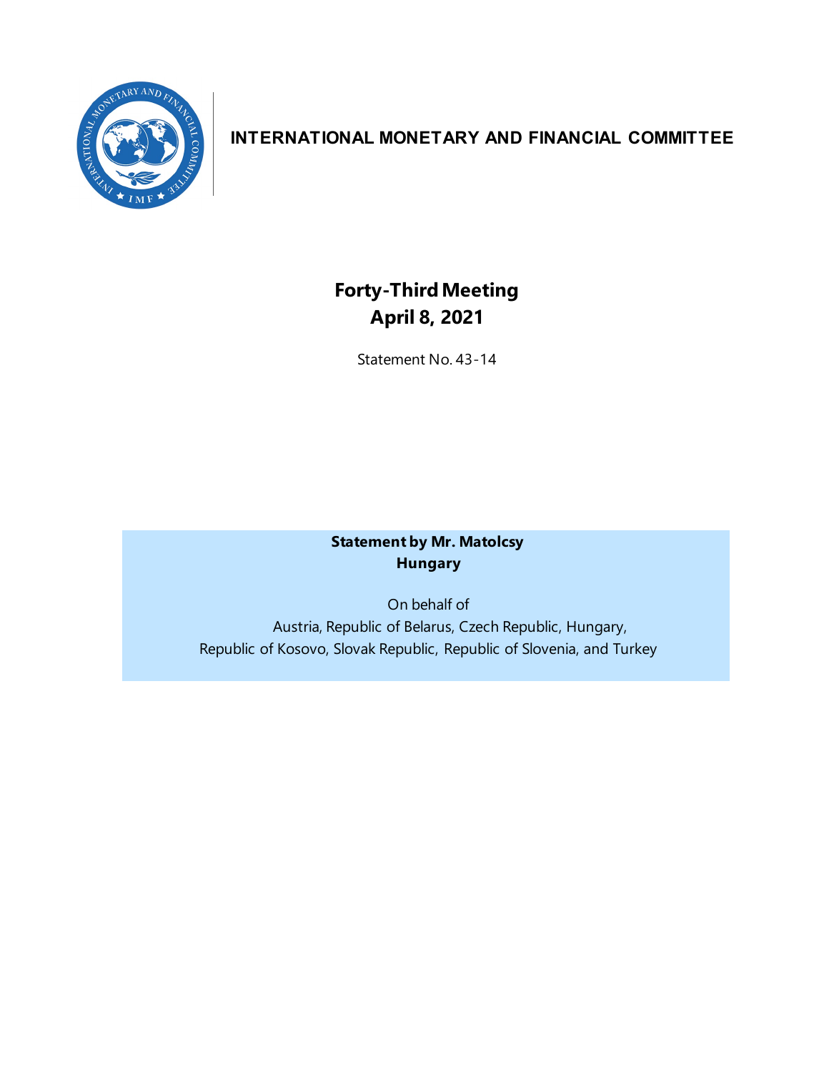# INTERNATIONAL MONETARY AND FINANCIAL COMMITTEE

## Forty-Third Meeting
## April 8, 2021

Statement No. 43-14

**Statement by Mr. Matolcsy**
**Hungary**

On behalf of
Austria, Republic of Belarus, Czech Republic, Hungary,
Republic of Kosovo, Slovak Republic, Republic of Slovenia, and Turkey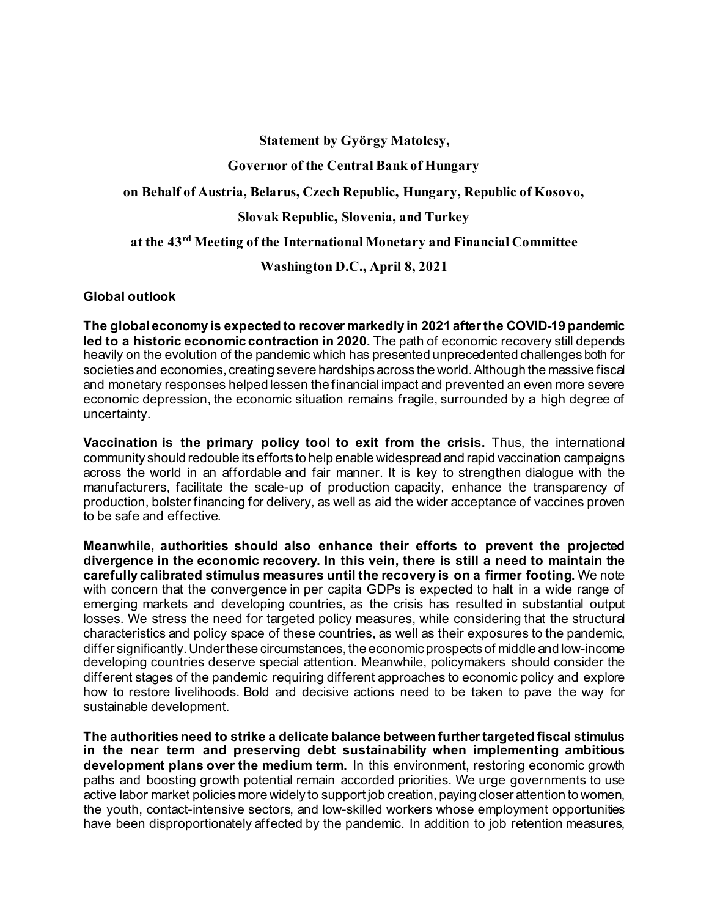**Statement by György Matolcsy,**

**Governor of the Central Bank of Hungary**

**on Behalf of Austria, Belarus, Czech Republic, Hungary, Republic of Kosovo,**

**Slovak Republic, Slovenia, and Turkey**

**at the 43rd Meeting of the International Monetary and Financial Committee**

**Washington D.C., April 8, 2021**

## Global outlook

**The global economy is expected to recover markedly in 2021 after the COVID-19 pandemic led to a historic economic contraction in 2020.** The path of economic recovery still depends heavily on the evolution of the pandemic which has presented unprecedented challenges both for societies and economies, creating severe hardships across the world. Although the massive fiscal and monetary responses helped lessen the financial impact and prevented an even more severe economic depression, the economic situation remains fragile, surrounded by a high degree of uncertainty.

**Vaccination is the primary policy tool to exit from the crisis.** Thus, the international community should redouble its efforts to help enable widespread and rapid vaccination campaigns across the world in an affordable and fair manner. It is key to strengthen dialogue with the manufacturers, facilitate the scale-up of production capacity, enhance the transparency of production, bolster financing for delivery, as well as aid the wider acceptance of vaccines proven to be safe and effective.

**Meanwhile, authorities should also enhance their efforts to prevent the projected divergence in the economic recovery. In this vein, there is still a need to maintain the carefully calibrated stimulus measures until the recovery is on a firmer footing.** We note with concern that the convergence in per capita GDPs is expected to halt in a wide range of emerging markets and developing countries, as the crisis has resulted in substantial output losses. We stress the need for targeted policy measures, while considering that the structural characteristics and policy space of these countries, as well as their exposures to the pandemic, differ significantly. Under these circumstances, the economic prospects of middle and low-income developing countries deserve special attention. Meanwhile, policymakers should consider the different stages of the pandemic requiring different approaches to economic policy and explore how to restore livelihoods. Bold and decisive actions need to be taken to pave the way for sustainable development.

**The authorities need to strike a delicate balance between further targeted fiscal stimulus in the near term and preserving debt sustainability when implementing ambitious development plans over the medium term.** In this environment, restoring economic growth paths and boosting growth potential remain accorded priorities. We urge governments to use active labor market policies more widely to support job creation, paying closer attention to women, the youth, contact-intensive sectors, and low-skilled workers whose employment opportunities have been disproportionately affected by the pandemic. In addition to job retention measures,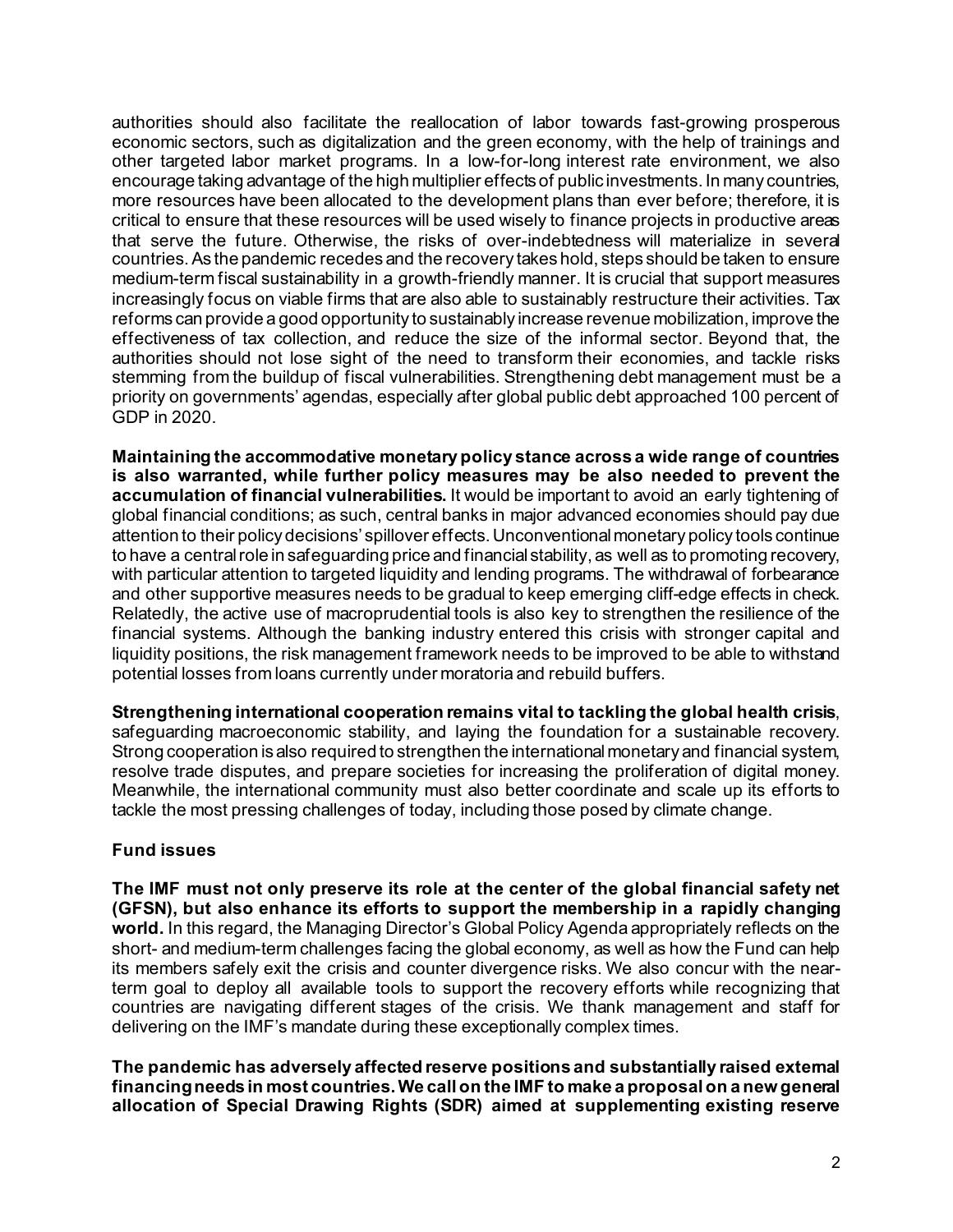authorities should also facilitate the reallocation of labor towards fast-growing prosperous economic sectors, such as digitalization and the green economy, with the help of trainings and other targeted labor market programs. In a low-for-long interest rate environment, we also encourage taking advantage of the high multiplier effects of public investments. In many countries, more resources have been allocated to the development plans than ever before; therefore, it is critical to ensure that these resources will be used wisely to finance projects in productive areas that serve the future. Otherwise, the risks of over-indebtedness will materialize in several countries. As the pandemic recedes and the recovery takes hold, steps should be taken to ensure medium-term fiscal sustainability in a growth-friendly manner. It is crucial that support measures increasingly focus on viable firms that are also able to sustainably restructure their activities. Tax reforms can provide a good opportunity to sustainably increase revenue mobilization, improve the effectiveness of tax collection, and reduce the size of the informal sector. Beyond that, the authorities should not lose sight of the need to transform their economies, and tackle risks stemming from the buildup of fiscal vulnerabilities. Strengthening debt management must be a priority on governments' agendas, especially after global public debt approached 100 percent of GDP in 2020.

**Maintaining the accommodative monetary policy stance across a wide range of countries is also warranted, while further policy measures may be also needed to prevent the accumulation of financial vulnerabilities.** It would be important to avoid an early tightening of global financial conditions; as such, central banks in major advanced economies should pay due attention to their policy decisions' spillover effects. Unconventional monetary policy tools continue to have a central role in safeguarding price and financial stability, as well as to promoting recovery, with particular attention to targeted liquidity and lending programs. The withdrawal of forbearance and other supportive measures needs to be gradual to keep emerging cliff-edge effects in check. Relatedly, the active use of macroprudential tools is also key to strengthen the resilience of the financial systems. Although the banking industry entered this crisis with stronger capital and liquidity positions, the risk management framework needs to be improved to be able to withstand potential losses from loans currently under moratoria and rebuild buffers.

**Strengthening international cooperation remains vital to tackling the global health crisis**, safeguarding macroeconomic stability, and laying the foundation for a sustainable recovery. Strong cooperation is also required to strengthen the international monetary and financial system, resolve trade disputes, and prepare societies for increasing the proliferation of digital money. Meanwhile, the international community must also better coordinate and scale up its efforts to tackle the most pressing challenges of today, including those posed by climate change.

### Fund issues

**The IMF must not only preserve its role at the center of the global financial safety net (GFSN), but also enhance its efforts to support the membership in a rapidly changing world.** In this regard, the Managing Director's Global Policy Agenda appropriately reflects on the short- and medium-term challenges facing the global economy, as well as how the Fund can help its members safely exit the crisis and counter divergence risks. We also concur with the near-term goal to deploy all available tools to support the recovery efforts while recognizing that countries are navigating different stages of the crisis. We thank management and staff for delivering on the IMF's mandate during these exceptionally complex times.

**The pandemic has adversely affected reserve positions and substantially raised external financing needs in most countries. We call on the IMF to make a proposal on a new general allocation of Special Drawing Rights (SDR) aimed at supplementing existing reserve**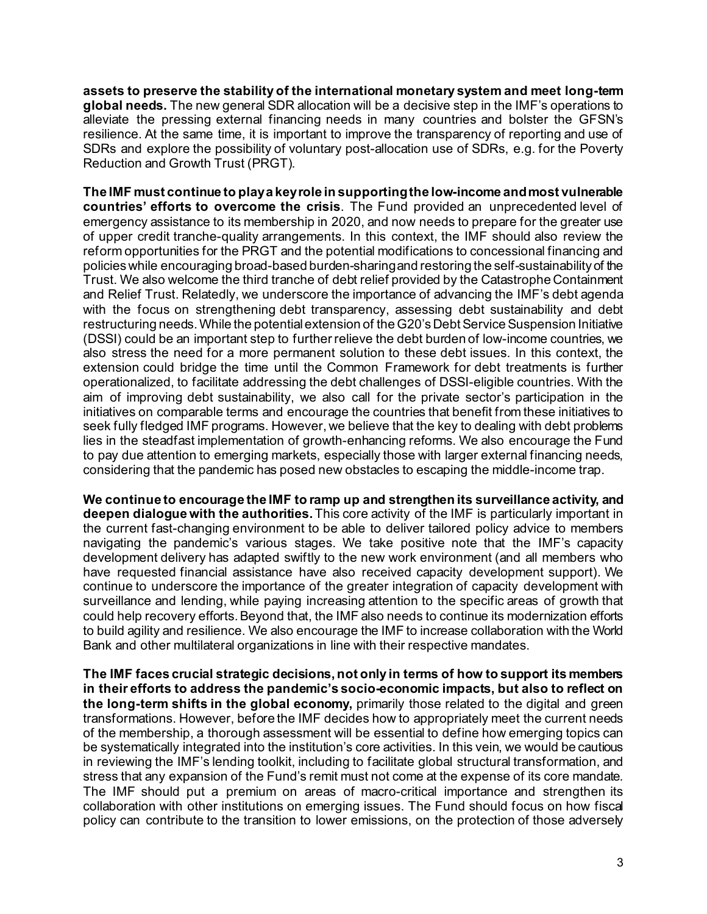**assets to preserve the stability of the international monetary system and meet long-term global needs.** The new general SDR allocation will be a decisive step in the IMF's operations to alleviate the pressing external financing needs in many countries and bolster the GFSN's resilience. At the same time, it is important to improve the transparency of reporting and use of SDRs and explore the possibility of voluntary post-allocation use of SDRs, e.g. for the Poverty Reduction and Growth Trust (PRGT).

**The IMF must continue to play a key role in supporting the low-income and most vulnerable countries' efforts to overcome the crisis**. The Fund provided an unprecedented level of emergency assistance to its membership in 2020, and now needs to prepare for the greater use of upper credit tranche-quality arrangements. In this context, the IMF should also review the reform opportunities for the PRGT and the potential modifications to concessional financing and policies while encouraging broad-based burden-sharing and restoring the self-sustainability of the Trust. We also welcome the third tranche of debt relief provided by the Catastrophe Containment and Relief Trust. Relatedly, we underscore the importance of advancing the IMF's debt agenda with the focus on strengthening debt transparency, assessing debt sustainability and debt restructuring needs. While the potential extension of the G20's Debt Service Suspension Initiative (DSSI) could be an important step to further relieve the debt burden of low-income countries, we also stress the need for a more permanent solution to these debt issues. In this context, the extension could bridge the time until the Common Framework for debt treatments is further operationalized, to facilitate addressing the debt challenges of DSSI-eligible countries. With the aim of improving debt sustainability, we also call for the private sector's participation in the initiatives on comparable terms and encourage the countries that benefit from these initiatives to seek fully fledged IMF programs. However, we believe that the key to dealing with debt problems lies in the steadfast implementation of growth-enhancing reforms. We also encourage the Fund to pay due attention to emerging markets, especially those with larger external financing needs, considering that the pandemic has posed new obstacles to escaping the middle-income trap.

**We continue to encourage the IMF to ramp up and strengthen its surveillance activity, and deepen dialogue with the authorities.** This core activity of the IMF is particularly important in the current fast-changing environment to be able to deliver tailored policy advice to members navigating the pandemic's various stages. We take positive note that the IMF's capacity development delivery has adapted swiftly to the new work environment (and all members who have requested financial assistance have also received capacity development support). We continue to underscore the importance of the greater integration of capacity development with surveillance and lending, while paying increasing attention to the specific areas of growth that could help recovery efforts. Beyond that, the IMF also needs to continue its modernization efforts to build agility and resilience. We also encourage the IMF to increase collaboration with the World Bank and other multilateral organizations in line with their respective mandates.

**The IMF faces crucial strategic decisions, not only in terms of how to support its members in their efforts to address the pandemic's socio-economic impacts, but also to reflect on the long-term shifts in the global economy,** primarily those related to the digital and green transformations. However, before the IMF decides how to appropriately meet the current needs of the membership, a thorough assessment will be essential to define how emerging topics can be systematically integrated into the institution's core activities. In this vein, we would be cautious in reviewing the IMF's lending toolkit, including to facilitate global structural transformation, and stress that any expansion of the Fund's remit must not come at the expense of its core mandate. The IMF should put a premium on areas of macro-critical importance and strengthen its collaboration with other institutions on emerging issues. The Fund should focus on how fiscal policy can contribute to the transition to lower emissions, on the protection of those adversely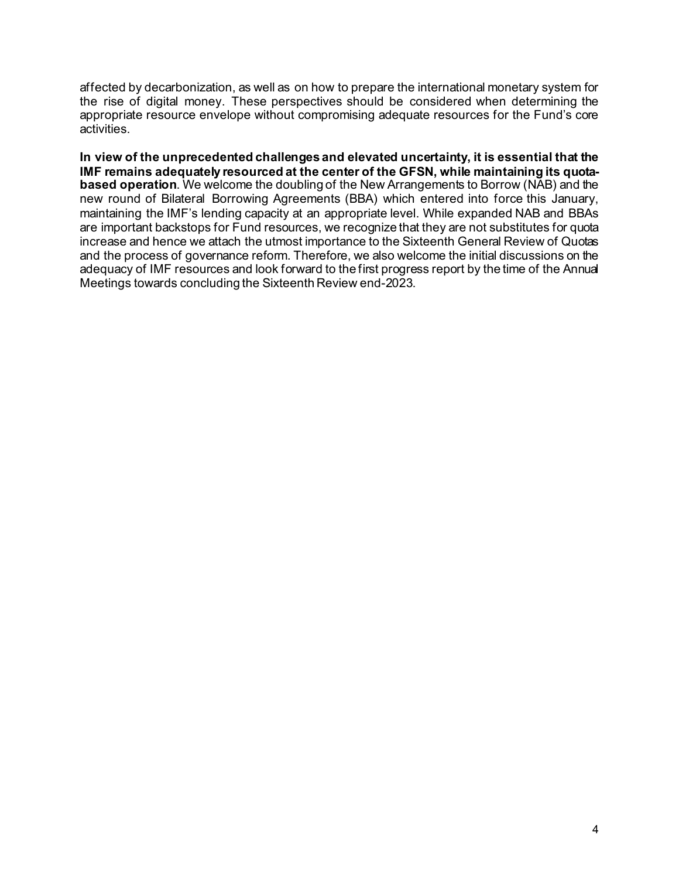affected by decarbonization, as well as on how to prepare the international monetary system for the rise of digital money. These perspectives should be considered when determining the appropriate resource envelope without compromising adequate resources for the Fund's core activities.

**In view of the unprecedented challenges and elevated uncertainty, it is essential that the IMF remains adequately resourced at the center of the GFSN, while maintaining its quota-based operation**. We welcome the doubling of the New Arrangements to Borrow (NAB) and the new round of Bilateral Borrowing Agreements (BBA) which entered into force this January, maintaining the IMF's lending capacity at an appropriate level. While expanded NAB and BBAs are important backstops for Fund resources, we recognize that they are not substitutes for quota increase and hence we attach the utmost importance to the Sixteenth General Review of Quotas and the process of governance reform. Therefore, we also welcome the initial discussions on the adequacy of IMF resources and look forward to the first progress report by the time of the Annual Meetings towards concluding the Sixteenth Review end-2023.